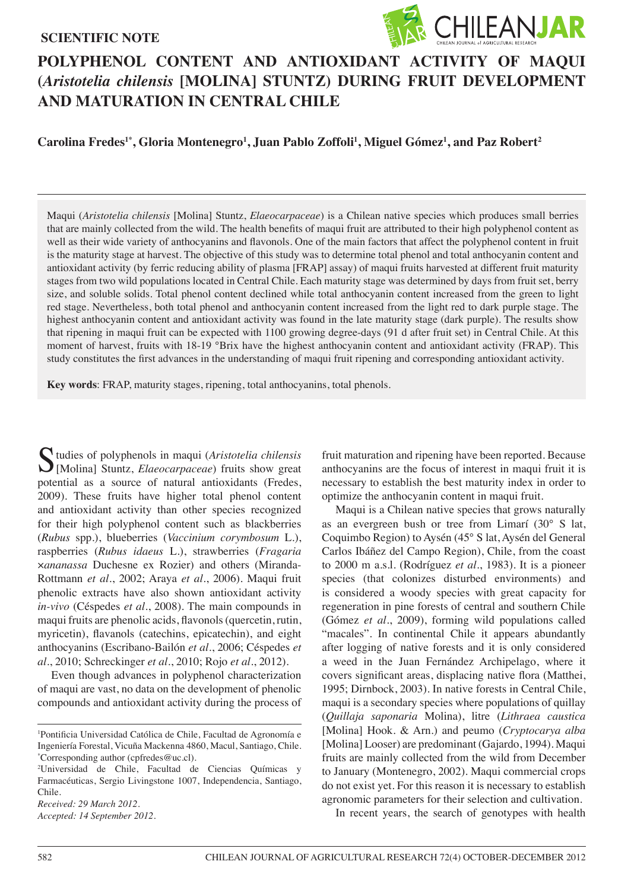SCIENTIFIC NOTE

# POLYPHENOL CONTENT AND ANTIOXIDANT ACTIVITY OF MAQUI (*Aristotelia chilensis* [MOLINA] STUNTZ) DURING FRUIT DEVELOPMENT AND MATURATION IN CENTRAL CHILE

**Carolina Fredes[1*], Gloria Montenegro[1], Juan Pablo Zoffoli[1], Miguel Gómez[1], and Paz Robert[2]**

Maqui (*Aristotelia chilensis* [Molina] Stuntz, *Elaeocarpaceae*) is a Chilean native species which produces small berries that are mainly collected from the wild. The health benefits of maqui fruit are attributed to their high polyphenol content as well as their wide variety of anthocyanins and flavonols. One of the main factors that affect the polyphenol content in fruit is the maturity stage at harvest. The objective of this study was to determine total phenol and total anthocyanin content and antioxidant activity (by ferric reducing ability of plasma [FRAP] assay) of maqui fruits harvested at different fruit maturity stages from two wild populations located in Central Chile. Each maturity stage was determined by days from fruit set, berry size, and soluble solids. Total phenol content declined while total anthocyanin content increased from the green to light red stage. Nevertheless, both total phenol and anthocyanin content increased from the light red to dark purple stage. The highest anthocyanin content and antioxidant activity was found in the late maturity stage (dark purple). The results show that ripening in maqui fruit can be expected with 1100 growing degree-days (91 d after fruit set) in Central Chile. At this moment of harvest, fruits with 18-19 °Brix have the highest anthocyanin content and antioxidant activity (FRAP). This study constitutes the first advances in the understanding of maqui fruit ripening and corresponding antioxidant activity.

**Key words**: FRAP, maturity stages, ripening, total anthocyanins, total phenols.

Studies of polyphenols in maqui (*Aristotelia chilensis* [Molina] Stuntz, *Elaeocarpaceae*) fruits show great potential as a source of natural antioxidants (Fredes, 2009). These fruits have higher total phenol content and antioxidant activity than other species recognized for their high polyphenol content such as blackberries (*Rubus* spp.), blueberries (*Vaccinium corymbosum* L.), raspberries (*Rubus idaeus* L.), strawberries (*Fragaria* ×*ananassa* Duchesne ex Rozier) and others (Miranda-Rottmann *et al*., 2002; Araya *et al*., 2006). Maqui fruit phenolic extracts have also shown antioxidant activity *in-vivo* (Céspedes *et al*., 2008). The main compounds in maqui fruits are phenolic acids, flavonols (quercetin, rutin, myricetin), flavanols (catechins, epicatechin), and eight anthocyanins (Escribano-Bailón *et al*., 2006; Céspedes *et al*., 2010; Schreckinger *et al*., 2010; Rojo *et al*., 2012).

Even though advances in polyphenol characterization of maqui are vast, no data on the development of phenolic compounds and antioxidant activity during the process of fruit maturation and ripening have been reported. Because anthocyanins are the focus of interest in maqui fruit it is necessary to establish the best maturity index in order to optimize the anthocyanin content in maqui fruit.

Maqui is a Chilean native species that grows naturally as an evergreen bush or tree from Limarí (30° S lat, Coquimbo Region) to Aysén (45° S lat, Aysén del General Carlos Ibáñez del Campo Region), Chile, from the coast to 2000 m a.s.l. (Rodríguez *et al*., 1983). It is a pioneer species (that colonizes disturbed environments) and is considered a woody species with great capacity for regeneration in pine forests of central and southern Chile (Gómez *et al*., 2009), forming wild populations called "macales". In continental Chile it appears abundantly after logging of native forests and it is only considered a weed in the Juan Fernández Archipelago, where it covers significant areas, displacing native flora (Matthei, 1995; Dirnbock, 2003). In native forests in Central Chile, maqui is a secondary species where populations of quillay (*Quillaja saponaria* Molina), litre (*Lithraea caustica* [Molina] Hook. & Arn.) and peumo (*Cryptocarya alba* [Molina] Looser) are predominant (Gajardo, 1994). Maqui fruits are mainly collected from the wild from December to January (Montenegro, 2002). Maqui commercial crops do not exist yet. For this reason it is necessary to establish agronomic parameters for their selection and cultivation.

In recent years, the search of genotypes with health

---

[1]Pontificia Universidad Católica de Chile, Facultad de Agronomía e Ingeniería Forestal, Vicuña Mackenna 4860, Macul, Santiago, Chile. [*]Corresponding author (cpfredes@uc.cl).

[2]Universidad de Chile, Facultad de Ciencias Químicas y Farmacéuticas, Sergio Livingstone 1007, Independencia, Santiago, Chile.

*Received: 29 March 2012.*
*Accepted: 14 September 2012.*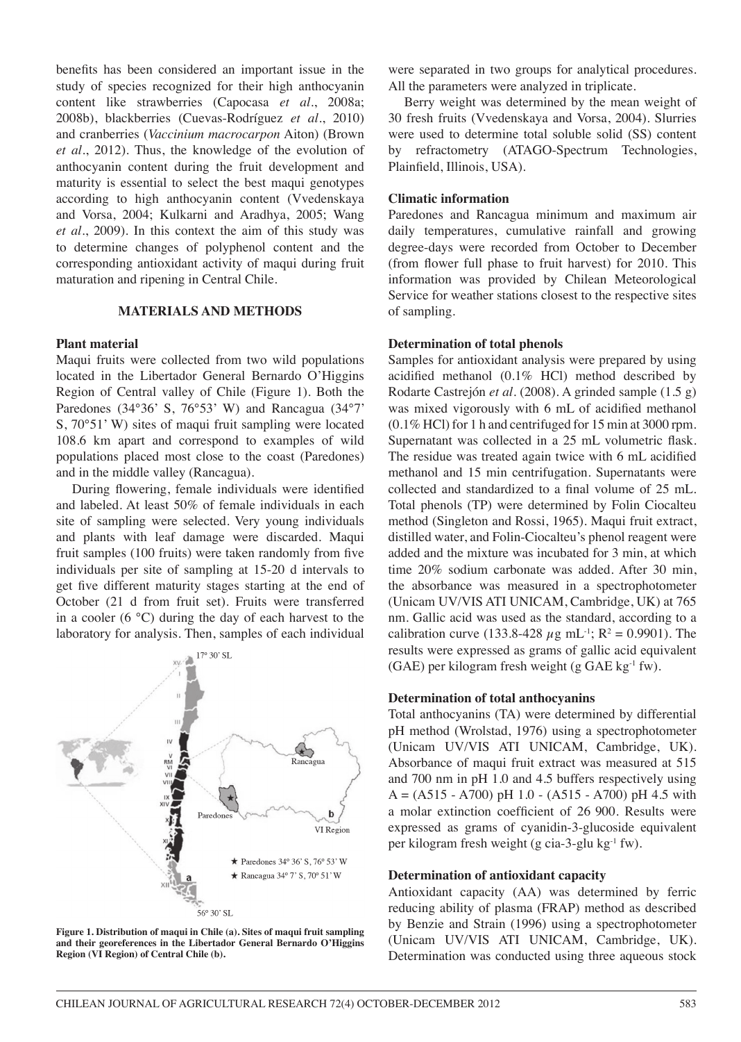benefits has been considered an important issue in the study of species recognized for their high anthocyanin content like strawberries (Capocasa *et al*., 2008a; 2008b), blackberries (Cuevas-Rodríguez *et al*., 2010) and cranberries (*Vaccinium macrocarpon* Aiton) (Brown *et al*., 2012). Thus, the knowledge of the evolution of anthocyanin content during the fruit development and maturity is essential to select the best maqui genotypes according to high anthocyanin content (Vvedenskaya and Vorsa, 2004; Kulkarni and Aradhya, 2005; Wang *et al*., 2009). In this context the aim of this study was to determine changes of polyphenol content and the corresponding antioxidant activity of maqui during fruit maturation and ripening in Central Chile.

## MATERIALS AND METHODS

### Plant material

Maqui fruits were collected from two wild populations located in the Libertador General Bernardo O'Higgins Region of Central valley of Chile (Figure 1). Both the Paredones (34°36' S, 76°53' W) and Rancagua (34°7' S, 70°51' W) sites of maqui fruit sampling were located 108.6 km apart and correspond to examples of wild populations placed most close to the coast (Paredones) and in the middle valley (Rancagua).

During flowering, female individuals were identified and labeled. At least 50% of female individuals in each site of sampling were selected. Very young individuals and plants with leaf damage were discarded. Maqui fruit samples (100 fruits) were taken randomly from five individuals per site of sampling at 15-20 d intervals to get five different maturity stages starting at the end of October (21 d from fruit set). Fruits were transferred in a cooler (6 °C) during the day of each harvest to the laboratory for analysis. Then, samples of each individual were separated in two groups for analytical procedures. All the parameters were analyzed in triplicate.

**Figure 1. Distribution of maqui in Chile (a). Sites of maqui fruit sampling and their georeferences in the Libertador General Bernardo O'Higgins Region (VI Region) of Central Chile (b).**

Berry weight was determined by the mean weight of 30 fresh fruits (Vvedenskaya and Vorsa, 2004). Slurries were used to determine total soluble solid (SS) content by refractometry (ATAGO-Spectrum Technologies, Plainfield, Illinois, USA).

### Climatic information

Paredones and Rancagua minimum and maximum air daily temperatures, cumulative rainfall and growing degree-days were recorded from October to December (from flower full phase to fruit harvest) for 2010. This information was provided by Chilean Meteorological Service for weather stations closest to the respective sites of sampling.

### Determination of total phenols

Samples for antioxidant analysis were prepared by using acidified methanol (0.1% HCl) method described by Rodarte Castrejón *et al*. (2008). A grinded sample (1.5 g) was mixed vigorously with 6 mL of acidified methanol (0.1% HCl) for 1 h and centrifuged for 15 min at 3000 rpm. Supernatant was collected in a 25 mL volumetric flask. The residue was treated again twice with 6 mL acidified methanol and 15 min centrifugation. Supernatants were collected and standardized to a final volume of 25 mL. Total phenols (TP) were determined by Folin Ciocalteu method (Singleton and Rossi, 1965). Maqui fruit extract, distilled water, and Folin-Ciocalteu's phenol reagent were added and the mixture was incubated for 3 min, at which time 20% sodium carbonate was added. After 30 min, the absorbance was measured in a spectrophotometer (Unicam UV/VIS ATI UNICAM, Cambridge, UK) at 765 nm. Gallic acid was used as the standard, according to a calibration curve (133.8-428 $\mu$g mL$^{-1}$; $R^2 = 0.9901$). The results were expressed as grams of gallic acid equivalent (GAE) per kilogram fresh weight (g GAE kg$^{-1}$ fw).

### Determination of total anthocyanins

Total anthocyanins (TA) were determined by differential pH method (Wrolstad, 1976) using a spectrophotometer (Unicam UV/VIS ATI UNICAM, Cambridge, UK). Absorbance of maqui fruit extract was measured at 515 and 700 nm in pH 1.0 and 4.5 buffers respectively using $A = (A515 - A700)$ pH 1.0 - $(A515 - A700)$ pH 4.5 with a molar extinction coefficient of 26 900. Results were expressed as grams of cyanidin-3-glucoside equivalent per kilogram fresh weight (g cia-3-glu kg$^{-1}$ fw).

### Determination of antioxidant capacity

Antioxidant capacity (AA) was determined by ferric reducing ability of plasma (FRAP) method as described by Benzie and Strain (1996) using a spectrophotometer (Unicam UV/VIS ATI UNICAM, Cambridge, UK). Determination was conducted using three aqueous stock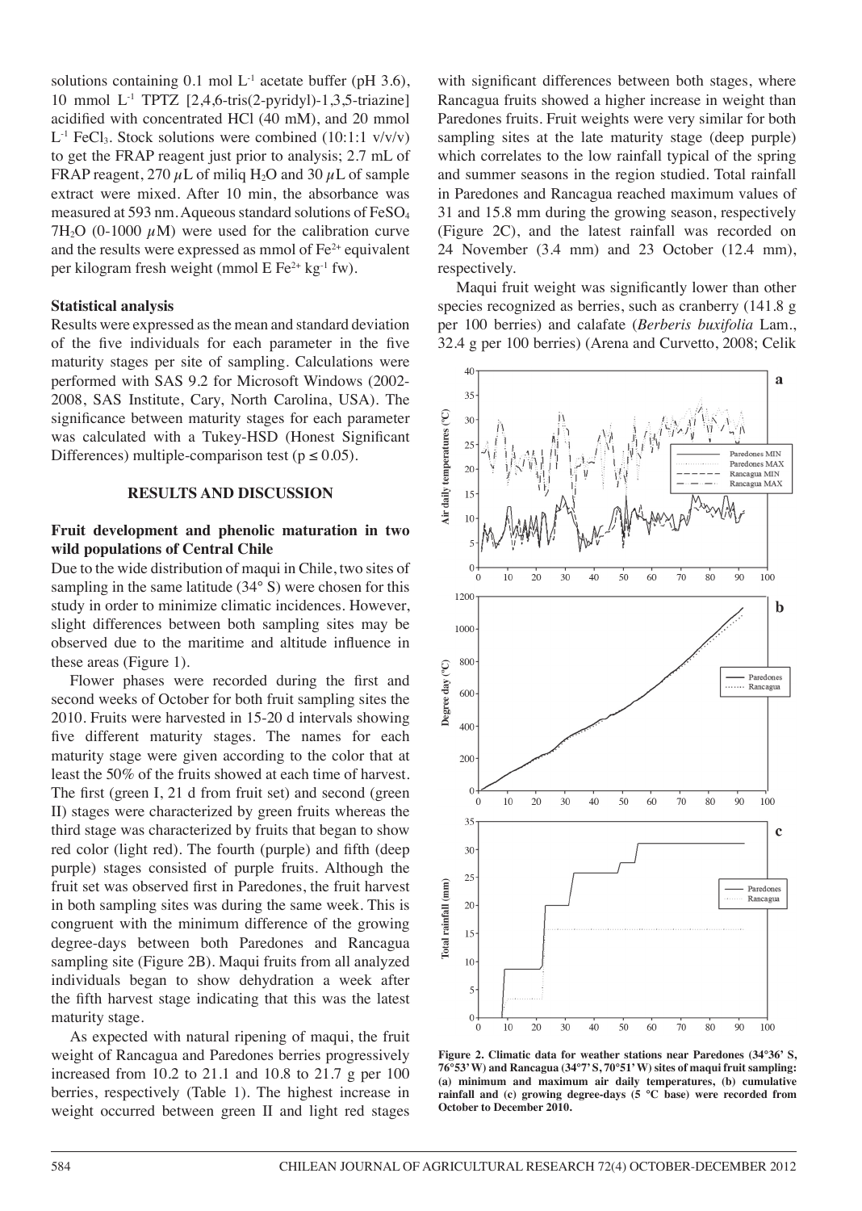solutions containing 0.1 mol $L^{-1}$ acetate buffer (pH 3.6), 10 mmol $L^{-1}$ TPTZ [2,4,6-tris(2-pyridyl)-1,3,5-triazine] acidified with concentrated HCl (40 mM), and 20 mmol $L^{-1}$ $FeCl_3$. Stock solutions were combined (10:1:1 v/v/v) to get the FRAP reagent just prior to analysis; 2.7 mL of FRAP reagent, 270 $\mu$L of miliq $H_2O$ and 30 $\mu$L of sample extract were mixed. After 10 min, the absorbance was measured at 593 nm. Aqueous standard solutions of $FeSO_4$ $7H_2O$ (0-1000 $\mu$M) were used for the calibration curve and the results were expressed as mmol of $Fe^{2+}$ equivalent per kilogram fresh weight (mmol E $Fe^{2+}$ $kg^{-1}$ fw).

**Statistical analysis**

Results were expressed as the mean and standard deviation of the five individuals for each parameter in the five maturity stages per site of sampling. Calculations were performed with SAS 9.2 for Microsoft Windows (2002-2008, SAS Institute, Cary, North Carolina, USA). The significance between maturity stages for each parameter was calculated with a Tukey-HSD (Honest Significant Differences) multiple-comparison test ($p \leq 0.05$).

## RESULTS AND DISCUSSION

### Fruit development and phenolic maturation in two wild populations of Central Chile

Due to the wide distribution of maqui in Chile, two sites of sampling in the same latitude (34° S) were chosen for this study in order to minimize climatic incidences. However, slight differences between both sampling sites may be observed due to the maritime and altitude influence in these areas (Figure 1).

Flower phases were recorded during the first and second weeks of October for both fruit sampling sites the 2010. Fruits were harvested in 15-20 d intervals showing five different maturity stages. The names for each maturity stage were given according to the color that at least the 50% of the fruits showed at each time of harvest. The first (green I, 21 d from fruit set) and second (green II) stages were characterized by green fruits whereas the third stage was characterized by fruits that began to show red color (light red). The fourth (purple) and fifth (deep purple) stages consisted of purple fruits. Although the fruit set was observed first in Paredones, the fruit harvest in both sampling sites was during the same week. This is congruent with the minimum difference of the growing degree-days between both Paredones and Rancagua sampling site (Figure 2B). Maqui fruits from all analyzed individuals began to show dehydration a week after the fifth harvest stage indicating that this was the latest maturity stage.

As expected with natural ripening of maqui, the fruit weight of Rancagua and Paredones berries progressively increased from 10.2 to 21.1 and 10.8 to 21.7 g per 100 berries, respectively (Table 1). The highest increase in weight occurred between green II and light red stages with significant differences between both stages, where Rancagua fruits showed a higher increase in weight than Paredones fruits. Fruit weights were very similar for both sampling sites at the late maturity stage (deep purple) which correlates to the low rainfall typical of the spring and summer seasons in the region studied. Total rainfall in Paredones and Rancagua reached maximum values of 31 and 15.8 mm during the growing season, respectively (Figure 2C), and the latest rainfall was recorded on 24 November (3.4 mm) and 23 October (12.4 mm), respectively.

Maqui fruit weight was significantly lower than other species recognized as berries, such as cranberry (141.8 g per 100 berries) and calafate (*Berberis buxifolia* Lam., 32.4 g per 100 berries) (Arena and Curvetto, 2008; Celik

**Figure 2. Climatic data for weather stations near Paredones (34°36' S, 76°53' W) and Rancagua (34°7' S, 70°51' W) sites of maqui fruit sampling: (a) minimum and maximum air daily temperatures, (b) cumulative rainfall and (c) growing degree-days (5 °C base) were recorded from October to December 2010.**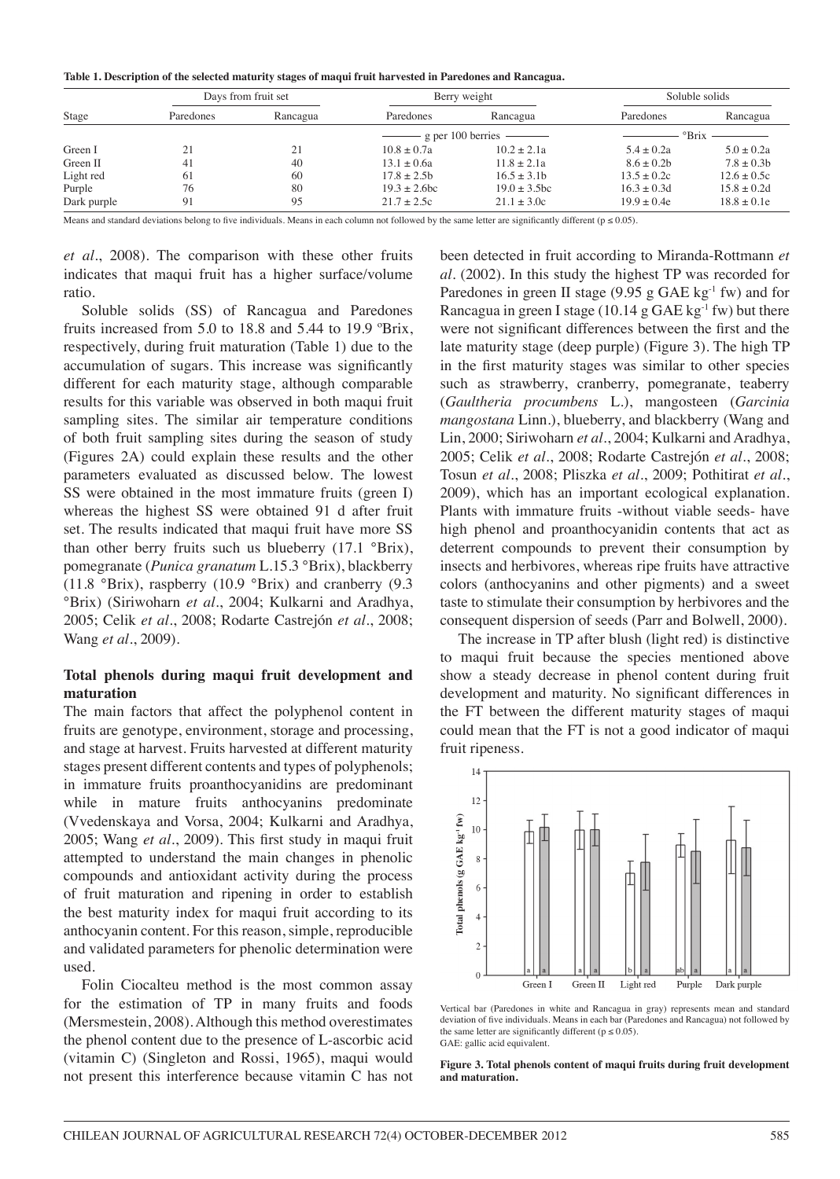**Table 1. Description of the selected maturity stages of maqui fruit harvested in Paredones and Rancagua.**

| Stage | Days from fruit set | | Berry weight | | Soluble solids | |
|---|---|---|---|---|---|---|
| | Paredones | Rancagua | Paredones | Rancagua | Paredones | Rancagua |
| | | | g per 100 berries | | °Brix | |
| Green I | 21 | 21 | 10.8 ± 0.7a | 10.2 ± 2.1a | 5.4 ± 0.2a | 5.0 ± 0.2a |
| Green II | 41 | 40 | 13.1 ± 0.6a | 11.8 ± 2.1a | 8.6 ± 0.2b | 7.8 ± 0.3b |
| Light red | 61 | 60 | 17.8 ± 2.5b | 16.5 ± 3.1b | 13.5 ± 0.2c | 12.6 ± 0.5c |
| Purple | 76 | 80 | 19.3 ± 2.6bc | 19.0 ± 3.5bc | 16.3 ± 0.3d | 15.8 ± 0.2d |
| Dark purple | 91 | 95 | 21.7 ± 2.5c | 21.1 ± 3.0c | 19.9 ± 0.4e | 18.8 ± 0.1e |

Means and standard deviations belong to five individuals. Means in each column not followed by the same letter are significantly different ($p \leq 0.05$).

*et al*., 2008). The comparison with these other fruits indicates that maqui fruit has a higher surface/volume ratio.

Soluble solids (SS) of Rancagua and Paredones fruits increased from 5.0 to 18.8 and 5.44 to 19.9 ºBrix, respectively, during fruit maturation (Table 1) due to the accumulation of sugars. This increase was significantly different for each maturity stage, although comparable results for this variable was observed in both maqui fruit sampling sites. The similar air temperature conditions of both fruit sampling sites during the season of study (Figures 2A) could explain these results and the other parameters evaluated as discussed below. The lowest SS were obtained in the most immature fruits (green I) whereas the highest SS were obtained 91 d after fruit set. The results indicated that maqui fruit have more SS than other berry fruits such us blueberry (17.1 °Brix), pomegranate (*Punica granatum* L.15.3 °Brix), blackberry (11.8 °Brix), raspberry (10.9 °Brix) and cranberry (9.3 °Brix) (Siriwoharn *et al*., 2004; Kulkarni and Aradhya, 2005; Celik *et al*., 2008; Rodarte Castrejón *et al*., 2008; Wang *et al*., 2009).

### Total phenols during maqui fruit development and maturation

The main factors that affect the polyphenol content in fruits are genotype, environment, storage and processing, and stage at harvest. Fruits harvested at different maturity stages present different contents and types of polyphenols; in immature fruits proanthocyanidins are predominant while in mature fruits anthocyanins predominate (Vvedenskaya and Vorsa, 2004; Kulkarni and Aradhya, 2005; Wang *et al*., 2009). This first study in maqui fruit attempted to understand the main changes in phenolic compounds and antioxidant activity during the process of fruit maturation and ripening in order to establish the best maturity index for maqui fruit according to its anthocyanin content. For this reason, simple, reproducible and validated parameters for phenolic determination were used.

Folin Ciocalteu method is the most common assay for the estimation of TP in many fruits and foods (Mersmestein, 2008). Although this method overestimates the phenol content due to the presence of L-ascorbic acid (vitamin C) (Singleton and Rossi, 1965), maqui would not present this interference because vitamin C has not been detected in fruit according to Miranda-Rottmann *et al*. (2002). In this study the highest TP was recorded for Paredones in green II stage (9.95 g GAE $kg^{-1}$ fw) and for Rancagua in green I stage (10.14 g GAE $kg^{-1}$ fw) but there were not significant differences between the first and the late maturity stage (deep purple) (Figure 3). The high TP in the first maturity stages was similar to other species such as strawberry, cranberry, pomegranate, teaberry (*Gaultheria procumbens* L.), mangosteen (*Garcinia mangostana* Linn.), blueberry, and blackberry (Wang and Lin, 2000; Siriwoharn *et al*., 2004; Kulkarni and Aradhya, 2005; Celik *et al*., 2008; Rodarte Castrejón *et al*., 2008; Tosun *et al*., 2008; Pliszka *et al*., 2009; Pothitirat *et al*., 2009), which has an important ecological explanation. Plants with immature fruits -without viable seeds- have high phenol and proanthocyanidin contents that act as deterrent compounds to prevent their consumption by insects and herbivores, whereas ripe fruits have attractive colors (anthocyanins and other pigments) and a sweet taste to stimulate their consumption by herbivores and the consequent dispersion of seeds (Parr and Bolwell, 2000).

The increase in TP after blush (light red) is distinctive to maqui fruit because the species mentioned above show a steady decrease in phenol content during fruit development and maturity. No significant differences in the FT between the different maturity stages of maqui could mean that the FT is not a good indicator of maqui fruit ripeness.

Vertical bar (Paredones in white and Rancagua in gray) represents mean and standard deviation of five individuals. Means in each bar (Paredones and Rancagua) not followed by the same letter are significantly different ($p \leq 0.05$).
GAE: gallic acid equivalent.

**Figure 3. Total phenols content of maqui fruits during fruit development and maturation.**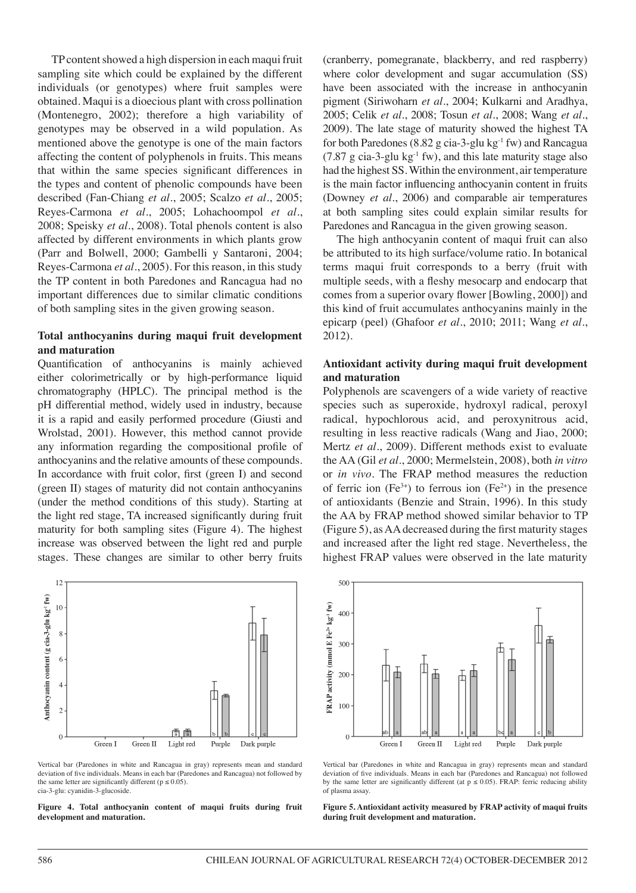TP content showed a high dispersion in each maqui fruit sampling site which could be explained by the different individuals (or genotypes) where fruit samples were obtained. Maqui is a dioecious plant with cross pollination (Montenegro, 2002); therefore a high variability of genotypes may be observed in a wild population. As mentioned above the genotype is one of the main factors affecting the content of polyphenols in fruits. This means that within the same species significant differences in the types and content of phenolic compounds have been described (Fan-Chiang *et al*., 2005; Scalzo *et al*., 2005; Reyes-Carmona *et al*., 2005; Lohachoompol *et al*., 2008; Speisky *et al*., 2008). Total phenols content is also affected by different environments in which plants grow (Parr and Bolwell, 2000; Gambelli y Santaroni, 2004; Reyes-Carmona *et al*., 2005). For this reason, in this study the TP content in both Paredones and Rancagua had no important differences due to similar climatic conditions of both sampling sites in the given growing season.

### Total anthocyanins during maqui fruit development and maturation

Quantification of anthocyanins is mainly achieved either colorimetrically or by high-performance liquid chromatography (HPLC). The principal method is the pH differential method, widely used in industry, because it is a rapid and easily performed procedure (Giusti and Wrolstad, 2001). However, this method cannot provide any information regarding the compositional profile of anthocyanins and the relative amounts of these compounds. In accordance with fruit color, first (green I) and second (green II) stages of maturity did not contain anthocyanins (under the method conditions of this study). Starting at the light red stage, TA increased significantly during fruit maturity for both sampling sites (Figure 4). The highest increase was observed between the light red and purple stages. These changes are similar to other berry fruits (cranberry, pomegranate, blackberry, and red raspberry) where color development and sugar accumulation (SS) have been associated with the increase in anthocyanin pigment (Siriwoharn *et al*., 2004; Kulkarni and Aradhya, 2005; Celik *et al*., 2008; Tosun *et al*., 2008; Wang *et al*., 2009). The late stage of maturity showed the highest TA for both Paredones (8.82 g cia-3-glu $kg^{-1}$ fw) and Rancagua (7.87 g cia-3-glu $kg^{-1}$ fw), and this late maturity stage also had the highest SS. Within the environment, air temperature is the main factor influencing anthocyanin content in fruits (Downey *et al*., 2006) and comparable air temperatures at both sampling sites could explain similar results for Paredones and Rancagua in the given growing season.

The high anthocyanin content of maqui fruit can also be attributed to its high surface/volume ratio. In botanical terms maqui fruit corresponds to a berry (fruit with multiple seeds, with a fleshy mesocarp and endocarp that comes from a superior ovary flower [Bowling, 2000]) and this kind of fruit accumulates anthocyanins mainly in the epicarp (peel) (Ghafoor *et al*., 2010; 2011; Wang *et al*., 2012).

### Antioxidant activity during maqui fruit development and maturation

Polyphenols are scavengers of a wide variety of reactive species such as superoxide, hydroxyl radical, peroxyl radical, hypochlorous acid, and peroxynitrous acid, resulting in less reactive radicals (Wang and Jiao, 2000; Mertz *et al*., 2009). Different methods exist to evaluate the AA (Gil *et al*., 2000; Mermelstein, 2008), both *in vitro* or *in vivo*. The FRAP method measures the reduction of ferric ion ($Fe^{3+}$) to ferrous ion ($Fe^{2+}$) in the presence of antioxidants (Benzie and Strain, 1996). In this study the AA by FRAP method showed similar behavior to TP (Figure 5), as AA decreased during the first maturity stages and increased after the light red stage. Nevertheless, the highest FRAP values were observed in the late maturity

Vertical bar (Paredones in white and Rancagua in gray) represents mean and standard deviation of five individuals. Means in each bar (Paredones and Rancagua) not followed by the same letter are significantly different ($p \leq 0.05$).
cia-3-glu: cyanidin-3-glucoside.

**Figure 4. Total anthocyanin content of maqui fruits during fruit development and maturation.**

Vertical bar (Paredones in white and Rancagua in gray) represents mean and standard deviation of five individuals. Means in each bar (Paredones and Rancagua) not followed by the same letter are significantly different (at $p \leq 0.05$). FRAP: ferric reducing ability of plasma assay.

**Figure 5. Antioxidant activity measured by FRAP activity of maqui fruits during fruit development and maturation.**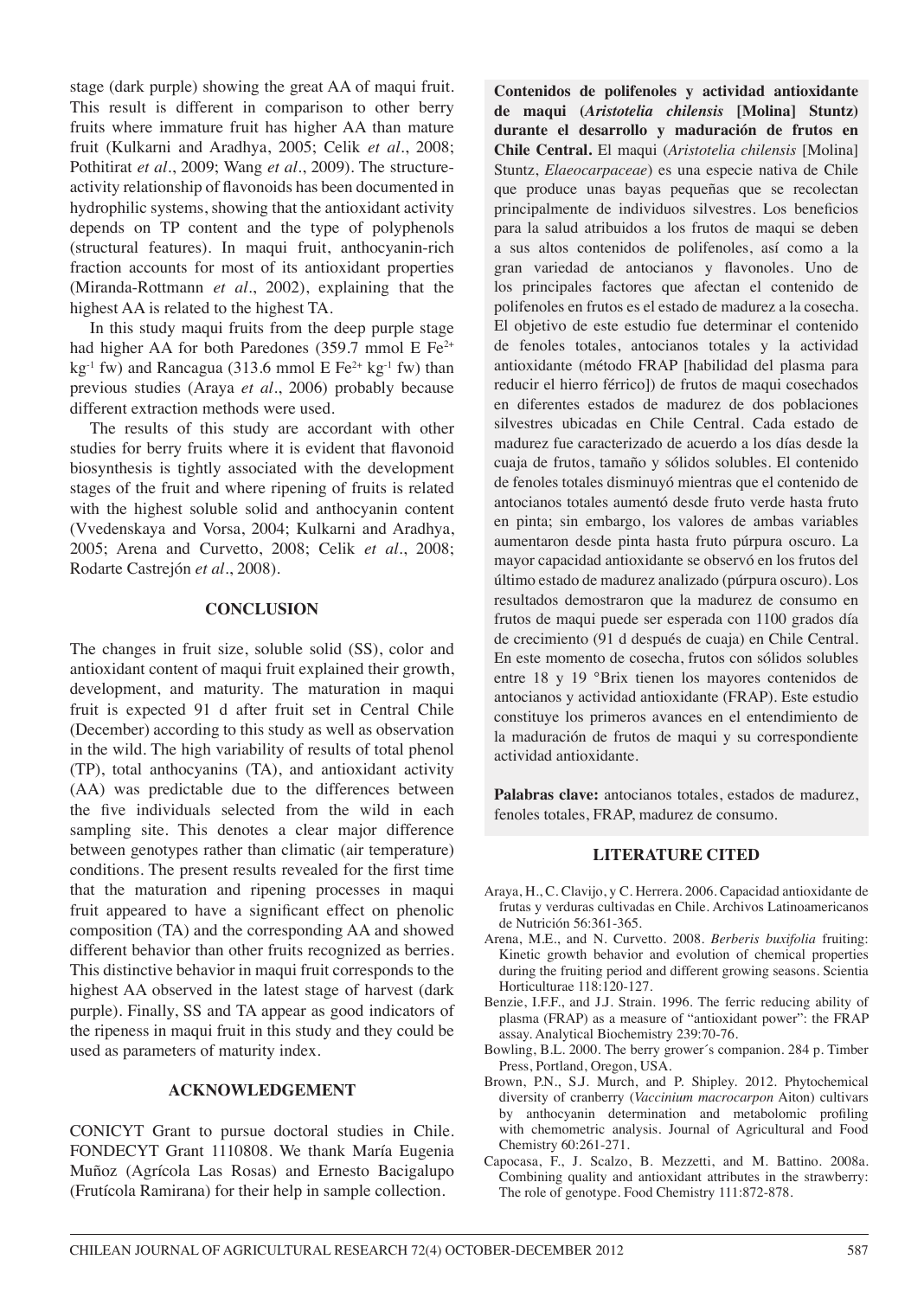stage (dark purple) showing the great AA of maqui fruit. This result is different in comparison to other berry fruits where immature fruit has higher AA than mature fruit (Kulkarni and Aradhya, 2005; Celik *et al*., 2008; Pothitirat *et al*., 2009; Wang *et al*., 2009). The structure-activity relationship of flavonoids has been documented in hydrophilic systems, showing that the antioxidant activity depends on TP content and the type of polyphenols (structural features). In maqui fruit, anthocyanin-rich fraction accounts for most of its antioxidant properties (Miranda-Rottmann *et al*., 2002), explaining that the highest AA is related to the highest TA.

In this study maqui fruits from the deep purple stage had higher AA for both Paredones (359.7 mmol E $Fe^{2+}$ $kg^{-1}$ fw) and Rancagua (313.6 mmol E $Fe^{2+}$ $kg^{-1}$ fw) than previous studies (Araya *et al*., 2006) probably because different extraction methods were used.

The results of this study are accordant with other studies for berry fruits where it is evident that flavonoid biosynthesis is tightly associated with the development stages of the fruit and where ripening of fruits is related with the highest soluble solid and anthocyanin content (Vvedenskaya and Vorsa, 2004; Kulkarni and Aradhya, 2005; Arena and Curvetto, 2008; Celik *et al*., 2008; Rodarte Castrejón *et al*., 2008).

## CONCLUSION

The changes in fruit size, soluble solid (SS), color and antioxidant content of maqui fruit explained their growth, development, and maturity. The maturation in maqui fruit is expected 91 d after fruit set in Central Chile (December) according to this study as well as observation in the wild. The high variability of results of total phenol (TP), total anthocyanins (TA), and antioxidant activity (AA) was predictable due to the differences between the five individuals selected from the wild in each sampling site. This denotes a clear major difference between genotypes rather than climatic (air temperature) conditions. The present results revealed for the first time that the maturation and ripening processes in maqui fruit appeared to have a significant effect on phenolic composition (TA) and the corresponding AA and showed different behavior than other fruits recognized as berries. This distinctive behavior in maqui fruit corresponds to the highest AA observed in the latest stage of harvest (dark purple). Finally, SS and TA appear as good indicators of the ripeness in maqui fruit in this study and they could be used as parameters of maturity index.

## ACKNOWLEDGEMENT

CONICYT Grant to pursue doctoral studies in Chile. FONDECYT Grant 1110808. We thank María Eugenia Muñoz (Agrícola Las Rosas) and Ernesto Bacigalupo (Frutícola Ramirana) for their help in sample collection.

**Contenidos de polifenoles y actividad antioxidante de maqui (*Aristotelia chilensis* [Molina] Stuntz) durante el desarrollo y maduración de frutos en Chile Central.** El maqui (*Aristotelia chilensis* [Molina] Stuntz, *Elaeocarpaceae*) es una especie nativa de Chile que produce unas bayas pequeñas que se recolectan principalmente de individuos silvestres. Los beneficios para la salud atribuidos a los frutos de maqui se deben a sus altos contenidos de polifenoles, así como a la gran variedad de antocianos y flavonoles. Uno de los principales factores que afectan el contenido de polifenoles en frutos es el estado de madurez a la cosecha. El objetivo de este estudio fue determinar el contenido de fenoles totales, antocianos totales y la actividad antioxidante (método FRAP [habilidad del plasma para reducir el hierro férrico]) de frutos de maqui cosechados en diferentes estados de madurez de dos poblaciones silvestres ubicadas en Chile Central. Cada estado de madurez fue caracterizado de acuerdo a los días desde la cuaja de frutos, tamaño y sólidos solubles. El contenido de fenoles totales disminuyó mientras que el contenido de antocianos totales aumentó desde fruto verde hasta fruto en pinta; sin embargo, los valores de ambas variables aumentaron desde pinta hasta fruto púrpura oscuro. La mayor capacidad antioxidante se observó en los frutos del último estado de madurez analizado (púrpura oscuro). Los resultados demostraron que la madurez de consumo en frutos de maqui puede ser esperada con 1100 grados día de crecimiento (91 d después de cuaja) en Chile Central. En este momento de cosecha, frutos con sólidos solubles entre 18 y 19 °Brix tienen los mayores contenidos de antocianos y actividad antioxidante (FRAP). Este estudio constituye los primeros avances en el entendimiento de la maduración de frutos de maqui y su correspondiente actividad antioxidante.

**Palabras clave:** antocianos totales, estados de madurez, fenoles totales, FRAP, madurez de consumo.

## LITERATURE CITED

Araya, H., C. Clavijo, y C. Herrera. 2006. Capacidad antioxidante de frutas y verduras cultivadas en Chile. Archivos Latinoamericanos de Nutrición 56:361-365.

Arena, M.E., and N. Curvetto. 2008. *Berberis buxifolia* fruiting: Kinetic growth behavior and evolution of chemical properties during the fruiting period and different growing seasons. Scientia Horticulturae 118:120-127.

Benzie, I.F.F., and J.J. Strain. 1996. The ferric reducing ability of plasma (FRAP) as a measure of "antioxidant power": the FRAP assay. Analytical Biochemistry 239:70-76.

Bowling, B.L. 2000. The berry grower´s companion. 284 p. Timber Press, Portland, Oregon, USA.

Brown, P.N., S.J. Murch, and P. Shipley. 2012. Phytochemical diversity of cranberry (*Vaccinium macrocarpon* Aiton) cultivars by anthocyanin determination and metabolomic profiling with chemometric analysis. Journal of Agricultural and Food Chemistry 60:261-271.

Capocasa, F., J. Scalzo, B. Mezzetti, and M. Battino. 2008a. Combining quality and antioxidant attributes in the strawberry: The role of genotype. Food Chemistry 111:872-878.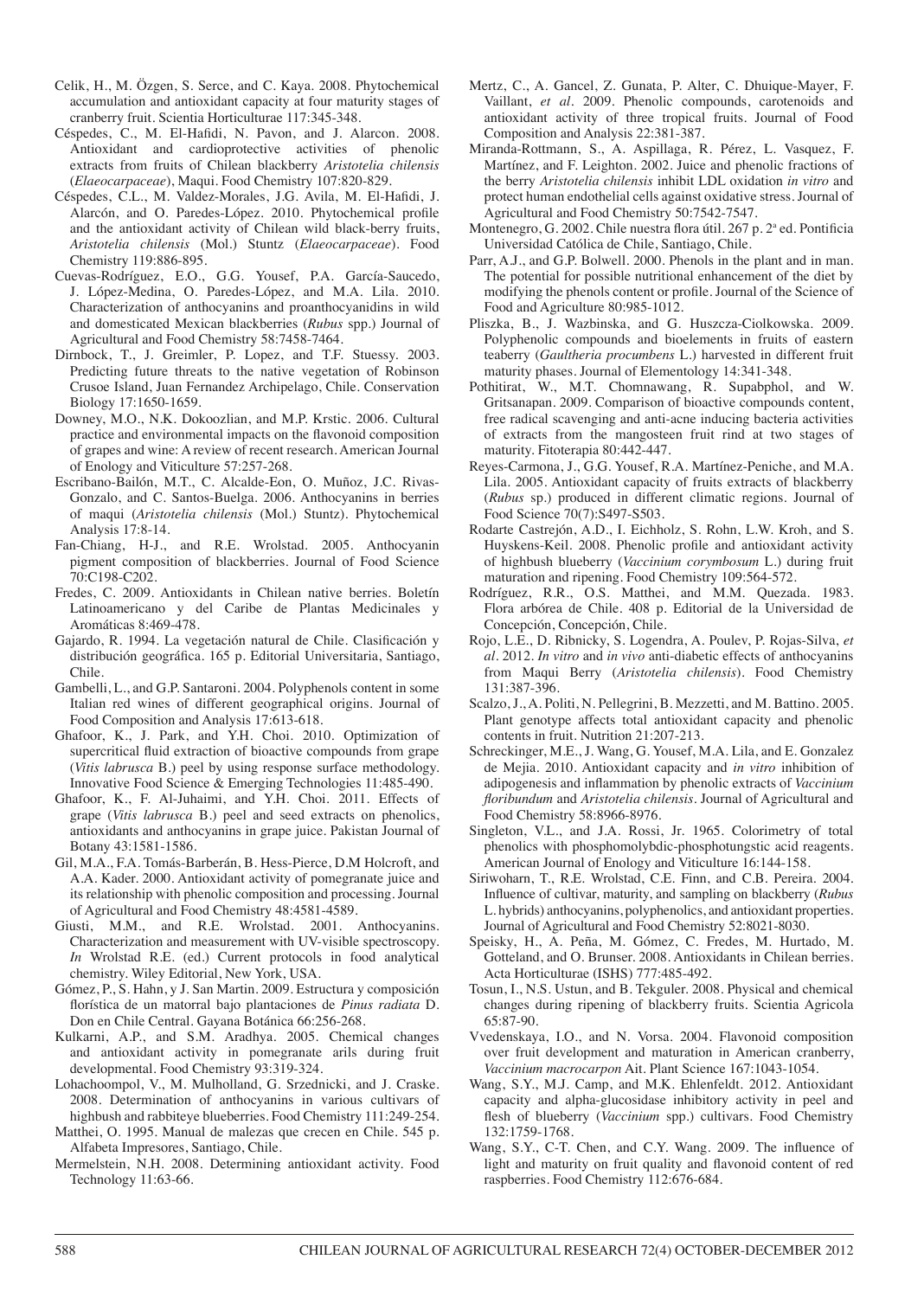Celik, H., M. Özgen, S. Serce, and C. Kaya. 2008. Phytochemical accumulation and antioxidant capacity at four maturity stages of cranberry fruit. Scientia Horticulturae 117:345-348.

Céspedes, C., M. El-Hafidi, N. Pavon, and J. Alarcon. 2008. Antioxidant and cardioprotective activities of phenolic extracts from fruits of Chilean blackberry *Aristotelia chilensis* (*Elaeocarpaceae*), Maqui. Food Chemistry 107:820-829.

Céspedes, C.L., M. Valdez-Morales, J.G. Avila, M. El-Hafidi, J. Alarcón, and O. Paredes-López. 2010. Phytochemical profile and the antioxidant activity of Chilean wild black-berry fruits, *Aristotelia chilensis* (Mol.) Stuntz (*Elaeocarpaceae*). Food Chemistry 119:886-895.

Cuevas-Rodríguez, E.O., G.G. Yousef, P.A. García-Saucedo, J. López-Medina, O. Paredes-López, and M.A. Lila. 2010. Characterization of anthocyanins and proanthocyanidins in wild and domesticated Mexican blackberries (*Rubus* spp.) Journal of Agricultural and Food Chemistry 58:7458-7464.

Dirnbock, T., J. Greimler, P. Lopez, and T.F. Stuessy. 2003. Predicting future threats to the native vegetation of Robinson Crusoe Island, Juan Fernandez Archipelago, Chile. Conservation Biology 17:1650-1659.

Downey, M.O., N.K. Dokoozlian, and M.P. Krstic. 2006. Cultural practice and environmental impacts on the flavonoid composition of grapes and wine: A review of recent research. American Journal of Enology and Viticulture 57:257-268.

Escribano-Bailón, M.T., C. Alcalde-Eon, O. Muñoz, J.C. Rivas-Gonzalo, and C. Santos-Buelga. 2006. Anthocyanins in berries of maqui (*Aristotelia chilensis* (Mol.) Stuntz). Phytochemical Analysis 17:8-14.

Fan-Chiang, H-J., and R.E. Wrolstad. 2005. Anthocyanin pigment composition of blackberries. Journal of Food Science 70:C198-C202.

Fredes, C. 2009. Antioxidants in Chilean native berries. Boletín Latinoamericano y del Caribe de Plantas Medicinales y Aromáticas 8:469-478.

Gajardo, R. 1994. La vegetación natural de Chile. Clasificación y distribución geográfica. 165 p. Editorial Universitaria, Santiago, Chile.

Gambelli, L., and G.P. Santaroni. 2004. Polyphenols content in some Italian red wines of different geographical origins. Journal of Food Composition and Analysis 17:613-618.

Ghafoor, K., J. Park, and Y.H. Choi. 2010. Optimization of supercritical fluid extraction of bioactive compounds from grape (*Vitis labrusca* B.) peel by using response surface methodology. Innovative Food Science & Emerging Technologies 11:485-490.

Ghafoor, K., F. Al-Juhaimi, and Y.H. Choi. 2011. Effects of grape (*Vitis labrusca* B.) peel and seed extracts on phenolics, antioxidants and anthocyanins in grape juice. Pakistan Journal of Botany 43:1581-1586.

Gil, M.A., F.A. Tomás-Barberán, B. Hess-Pierce, D.M Holcroft, and A.A. Kader. 2000. Antioxidant activity of pomegranate juice and its relationship with phenolic composition and processing. Journal of Agricultural and Food Chemistry 48:4581-4589.

Giusti, M.M., and R.E. Wrolstad. 2001. Anthocyanins. Characterization and measurement with UV-visible spectroscopy. *In* Wrolstad R.E. (ed.) Current protocols in food analytical chemistry. Wiley Editorial, New York, USA.

Gómez, P., S. Hahn, y J. San Martin. 2009. Estructura y composición florística de un matorral bajo plantaciones de *Pinus radiata* D. Don en Chile Central. Gayana Botánica 66:256-268.

Kulkarni, A.P., and S.M. Aradhya. 2005. Chemical changes and antioxidant activity in pomegranate arils during fruit developmental. Food Chemistry 93:319-324.

Lohachoompol, V., M. Mulholland, G. Srzednicki, and J. Craske. 2008. Determination of anthocyanins in various cultivars of highbush and rabbiteye blueberries. Food Chemistry 111:249-254.

Matthei, O. 1995. Manual de malezas que crecen en Chile. 545 p. Alfabeta Impresores, Santiago, Chile.

Mermelstein, N.H. 2008. Determining antioxidant activity. Food Technology 11:63-66.

Mertz, C., A. Gancel, Z. Gunata, P. Alter, C. Dhuique-Mayer, F. Vaillant, *et al*. 2009. Phenolic compounds, carotenoids and antioxidant activity of three tropical fruits. Journal of Food Composition and Analysis 22:381-387.

Miranda-Rottmann, S., A. Aspillaga, R. Pérez, L. Vasquez, F. Martínez, and F. Leighton. 2002. Juice and phenolic fractions of the berry *Aristotelia chilensis* inhibit LDL oxidation *in vitro* and protect human endothelial cells against oxidative stress. Journal of Agricultural and Food Chemistry 50:7542-7547.

Montenegro, G. 2002. Chile nuestra flora útil. 267 p. 2ª ed. Pontificia Universidad Católica de Chile, Santiago, Chile.

Parr, A.J., and G.P. Bolwell. 2000. Phenols in the plant and in man. The potential for possible nutritional enhancement of the diet by modifying the phenols content or profile. Journal of the Science of Food and Agriculture 80:985-1012.

Pliszka, B., J. Wazbinska, and G. Huszcza-Ciolkowska. 2009. Polyphenolic compounds and bioelements in fruits of eastern teaberry (*Gaultheria procumbens* L.) harvested in different fruit maturity phases. Journal of Elementology 14:341-348.

Pothitirat, W., M.T. Chomnawang, R. Supabphol, and W. Gritsanapan. 2009. Comparison of bioactive compounds content, free radical scavenging and anti-acne inducing bacteria activities of extracts from the mangosteen fruit rind at two stages of maturity. Fitoterapia 80:442-447.

Reyes-Carmona, J., G.G. Yousef, R.A. Martínez-Peniche, and M.A. Lila. 2005. Antioxidant capacity of fruits extracts of blackberry (*Rubus* sp.) produced in different climatic regions. Journal of Food Science 70(7):S497-S503.

Rodarte Castrejón, A.D., I. Eichholz, S. Rohn, L.W. Kroh, and S. Huyskens-Keil. 2008. Phenolic profile and antioxidant activity of highbush blueberry (*Vaccinium corymbosum* L.) during fruit maturation and ripening. Food Chemistry 109:564-572.

Rodríguez, R.R., O.S. Matthei, and M.M. Quezada. 1983. Flora arbórea de Chile. 408 p. Editorial de la Universidad de Concepción, Concepción, Chile.

Rojo, L.E., D. Ribnicky, S. Logendra, A. Poulev, P. Rojas-Silva, *et al*. 2012. *In vitro* and *in vivo* anti-diabetic effects of anthocyanins from Maqui Berry (*Aristotelia chilensis*). Food Chemistry 131:387-396.

Scalzo, J., A. Politi, N. Pellegrini, B. Mezzetti, and M. Battino. 2005. Plant genotype affects total antioxidant capacity and phenolic contents in fruit. Nutrition 21:207-213.

Schreckinger, M.E., J. Wang, G. Yousef, M.A. Lila, and E. Gonzalez de Mejia. 2010. Antioxidant capacity and *in vitro* inhibition of adipogenesis and inflammation by phenolic extracts of *Vaccinium floribundum* and *Aristotelia chilensis*. Journal of Agricultural and Food Chemistry 58:8966-8976.

Singleton, V.L., and J.A. Rossi, Jr. 1965. Colorimetry of total phenolics with phosphomolybdic-phosphotungstic acid reagents. American Journal of Enology and Viticulture 16:144-158.

Siriwoharn, T., R.E. Wrolstad, C.E. Finn, and C.B. Pereira. 2004. Influence of cultivar, maturity, and sampling on blackberry (*Rubus* L. hybrids) anthocyanins, polyphenolics, and antioxidant properties. Journal of Agricultural and Food Chemistry 52:8021-8030.

Speisky, H., A. Peña, M. Gómez, C. Fredes, M. Hurtado, M. Gotteland, and O. Brunser. 2008. Antioxidants in Chilean berries. Acta Horticulturae (ISHS) 777:485-492.

Tosun, I., N.S. Ustun, and B. Tekguler. 2008. Physical and chemical changes during ripening of blackberry fruits. Scientia Agricola 65:87-90.

Vvedenskaya, I.O., and N. Vorsa. 2004. Flavonoid composition over fruit development and maturation in American cranberry, *Vaccinium macrocarpon* Ait. Plant Science 167:1043-1054.

Wang, S.Y., M.J. Camp, and M.K. Ehlenfeldt. 2012. Antioxidant capacity and alpha-glucosidase inhibitory activity in peel and flesh of blueberry (*Vaccinium* spp.) cultivars. Food Chemistry 132:1759-1768.

Wang, S.Y., C-T. Chen, and C.Y. Wang. 2009. The influence of light and maturity on fruit quality and flavonoid content of red raspberries. Food Chemistry 112:676-684.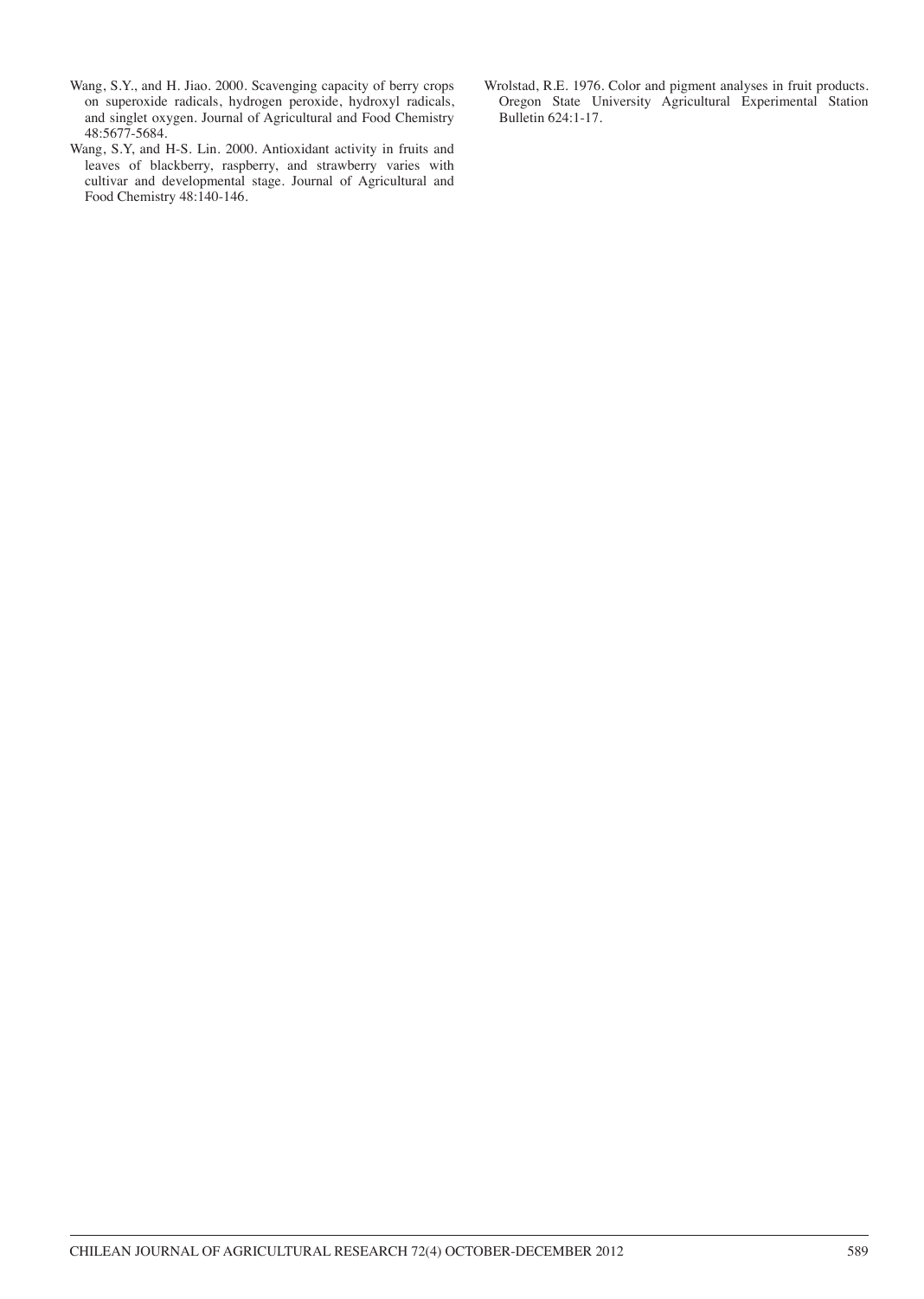Wang, S.Y., and H. Jiao. 2000. Scavenging capacity of berry crops on superoxide radicals, hydrogen peroxide, hydroxyl radicals, and singlet oxygen. Journal of Agricultural and Food Chemistry 48:5677-5684.

Wang, S.Y, and H-S. Lin. 2000. Antioxidant activity in fruits and leaves of blackberry, raspberry, and strawberry varies with cultivar and developmental stage. Journal of Agricultural and Food Chemistry 48:140-146.

Wrolstad, R.E. 1976. Color and pigment analyses in fruit products. Oregon State University Agricultural Experimental Station Bulletin 624:1-17.